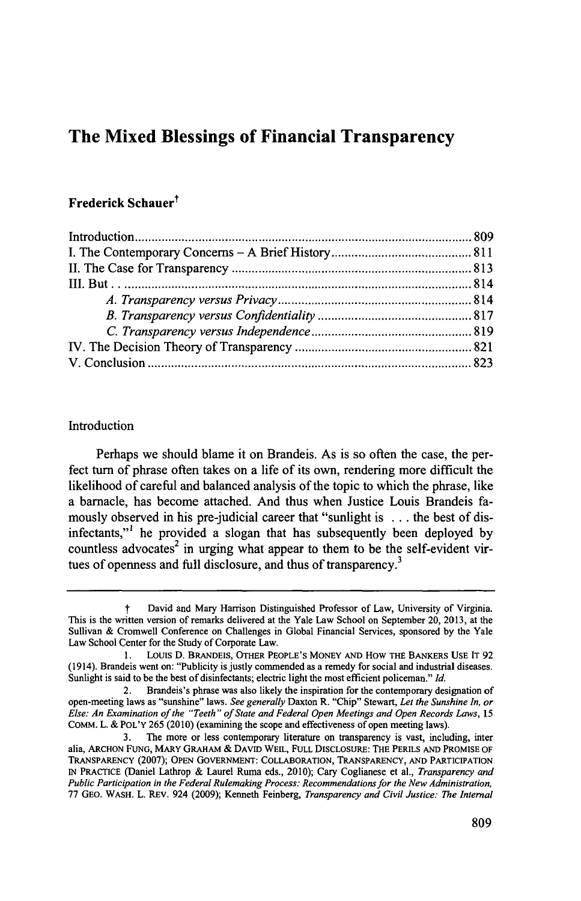# The Mixed Blessings of Financial Transparency

## Frederick Schauer†

| | |
|---|---|
| Introduction | 809 |
| I. The Contemporary Concerns – A Brief History | 811 |
| II. The Case for Transparency | 813 |
| III. But . . | 814 |
| *A. Transparency versus Privacy* | 814 |
| *B. Transparency versus Confidentiality* | 817 |
| *C. Transparency versus Independence* | 819 |
| IV. The Decision Theory of Transparency | 821 |
| V. Conclusion | 823 |

Introduction

Perhaps we should blame it on Brandeis. As is so often the case, the perfect turn of phrase often takes on a life of its own, rendering more difficult the likelihood of careful and balanced analysis of the topic to which the phrase, like a barnacle, has become attached. And thus when Justice Louis Brandeis famously observed in his pre-judicial career that "sunlight is . . . the best of disinfectants,"[1] he provided a slogan that has subsequently been deployed by countless advocates[2] in urging what appear to them to be the self-evident virtues of openness and full disclosure, and thus of transparency.[3]

---

† David and Mary Harrison Distinguished Professor of Law, University of Virginia. This is the written version of remarks delivered at the Yale Law School on September 20, 2013, at the Sullivan & Cromwell Conference on Challenges in Global Financial Services, sponsored by the Yale Law School Center for the Study of Corporate Law.

1. LOUIS D. BRANDEIS, OTHER PEOPLE'S MONEY AND HOW THE BANKERS USE IT 92 (1914). Brandeis went on: "Publicity is justly commended as a remedy for social and industrial diseases. Sunlight is said to be the best of disinfectants; electric light the most efficient policeman." *Id.*

2. Brandeis's phrase was also likely the inspiration for the contemporary designation of open-meeting laws as "sunshine" laws. *See generally* Daxton R. "Chip" Stewart, *Let the Sunshine In, or Else: An Examination of the "Teeth" of State and Federal Open Meetings and Open Records Laws*, 15 COMM. L. & POL'Y 265 (2010) (examining the scope and effectiveness of open meeting laws).

3. The more or less contemporary literature on transparency is vast, including, inter alia, ARCHON FUNG, MARY GRAHAM & DAVID WEIL, FULL DISCLOSURE: THE PERILS AND PROMISE OF TRANSPARENCY (2007); OPEN GOVERNMENT: COLLABORATION, TRANSPARENCY, AND PARTICIPATION IN PRACTICE (Daniel Lathrop & Laurel Ruma eds., 2010); Cary Coglianese et al., *Transparency and Public Participation in the Federal Rulemaking Process: Recommendations for the New Administration*, 77 GEO. WASH. L. REV. 924 (2009); Kenneth Feinberg, *Transparency and Civil Justice: The Internal*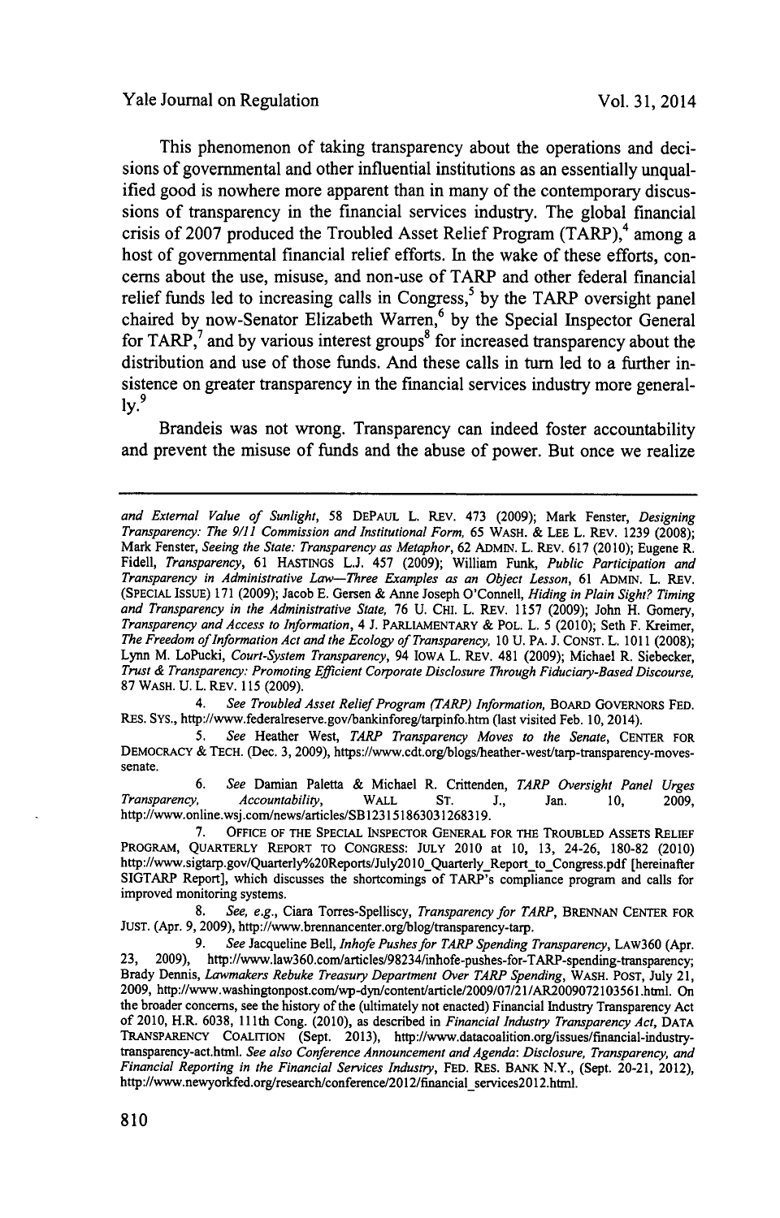This phenomenon of taking transparency about the operations and decisions of governmental and other influential institutions as an essentially unqualified good is nowhere more apparent than in many of the contemporary discussions of transparency in the financial services industry. The global financial crisis of 2007 produced the Troubled Asset Relief Program (TARP),[4] among a host of governmental financial relief efforts. In the wake of these efforts, concerns about the use, misuse, and non-use of TARP and other federal financial relief funds led to increasing calls in Congress,[5] by the TARP oversight panel chaired by now-Senator Elizabeth Warren,[6] by the Special Inspector General for TARP,[7] and by various interest groups[8] for increased transparency about the distribution and use of those funds. And these calls in turn led to a further insistence on greater transparency in the financial services industry more generally.[9]

Brandeis was not wrong. Transparency can indeed foster accountability and prevent the misuse of funds and the abuse of power. But once we realize

---

*and External Value of Sunlight*, 58 DEPAUL L. REV. 473 (2009); Mark Fenster, *Designing Transparency: The 9/11 Commission and Institutional Form*, 65 WASH. & LEE L. REV. 1239 (2008); Mark Fenster, *Seeing the State: Transparency as Metaphor*, 62 ADMIN. L. REV. 617 (2010); Eugene R. Fidell, *Transparency*, 61 HASTINGS L.J. 457 (2009); William Funk, *Public Participation and Transparency in Administrative Law—Three Examples as an Object Lesson*, 61 ADMIN. L. REV. (SPECIAL ISSUE) 171 (2009); Jacob E. Gersen & Anne Joseph O'Connell, *Hiding in Plain Sight? Timing and Transparency in the Administrative State*, 76 U. CHI. L. REV. 1157 (2009); John H. Gomery, *Transparency and Access to Information*, 4 J. PARLIAMENTARY & POL. L. 5 (2010); Seth F. Kreimer, *The Freedom of Information Act and the Ecology of Transparency*, 10 U. PA. J. CONST. L. 1011 (2008); Lynn M. LoPucki, *Court-System Transparency*, 94 IOWA L. REV. 481 (2009); Michael R. Siebecker, *Trust & Transparency: Promoting Efficient Corporate Disclosure Through Fiduciary-Based Discourse*, 87 WASH. U. L. REV. 115 (2009).

4. *See Troubled Asset Relief Program (TARP) Information*, BOARD GOVERNORS FED. RES. SYS., http://www.federalreserve.gov/bankinforeg/tarpinfo.htm (last visited Feb. 10, 2014).

5. *See* Heather West, *TARP Transparency Moves to the Senate*, CENTER FOR DEMOCRACY & TECH. (Dec. 3, 2009), https://www.cdt.org/blogs/heather-west/tarp-transparency-moves-senate.

6. *See* Damian Paletta & Michael R. Crittenden, *TARP Oversight Panel Urges Transparency, Accountability*, WALL ST. J., Jan. 10, 2009, http://www.online.wsj.com/news/articles/SB123151863031268319.

7. OFFICE OF THE SPECIAL INSPECTOR GENERAL FOR THE TROUBLED ASSETS RELIEF PROGRAM, QUARTERLY REPORT TO CONGRESS: JULY 2010 at 10, 13, 24-26, 180-82 (2010) http://www.sigtarp.gov/Quarterly%20Reports/July2010_Quarterly_Report_to_Congress.pdf [hereinafter SIGTARP Report], which discusses the shortcomings of TARP's compliance program and calls for improved monitoring systems.

8. *See, e.g.*, Ciara Torres-Spelliscy, *Transparency for TARP*, BRENNAN CENTER FOR JUST. (Apr. 9, 2009), http://www.brennancenter.org/blog/transparency-tarp.

9. *See* Jacqueline Bell, *Inhofe Pushes for TARP Spending Transparency*, LAW360 (Apr. 23, 2009), http://www.law360.com/articles/98234/inhofe-pushes-for-TARP-spending-transparency; Brady Dennis, *Lawmakers Rebuke Treasury Department Over TARP Spending*, WASH. POST, July 21, 2009, http://www.washingtonpost.com/wp-dyn/content/article/2009/07/21/AR2009072103561.html. On the broader concerns, see the history of the (ultimately not enacted) Financial Industry Transparency Act of 2010, H.R. 6038, 111th Cong. (2010), as described in *Financial Industry Transparency Act*, DATA TRANSPARENCY COALITION (Sept. 2013), http://www.datacoalition.org/issues/financial-industry-transparency-act.html. *See also Conference Announcement and Agenda: Disclosure, Transparency, and Financial Reporting in the Financial Services Industry*, FED. RES. BANK N.Y., (Sept. 20-21, 2012), http://www.newyorkfed.org/research/conference/2012/financial_services2012.html.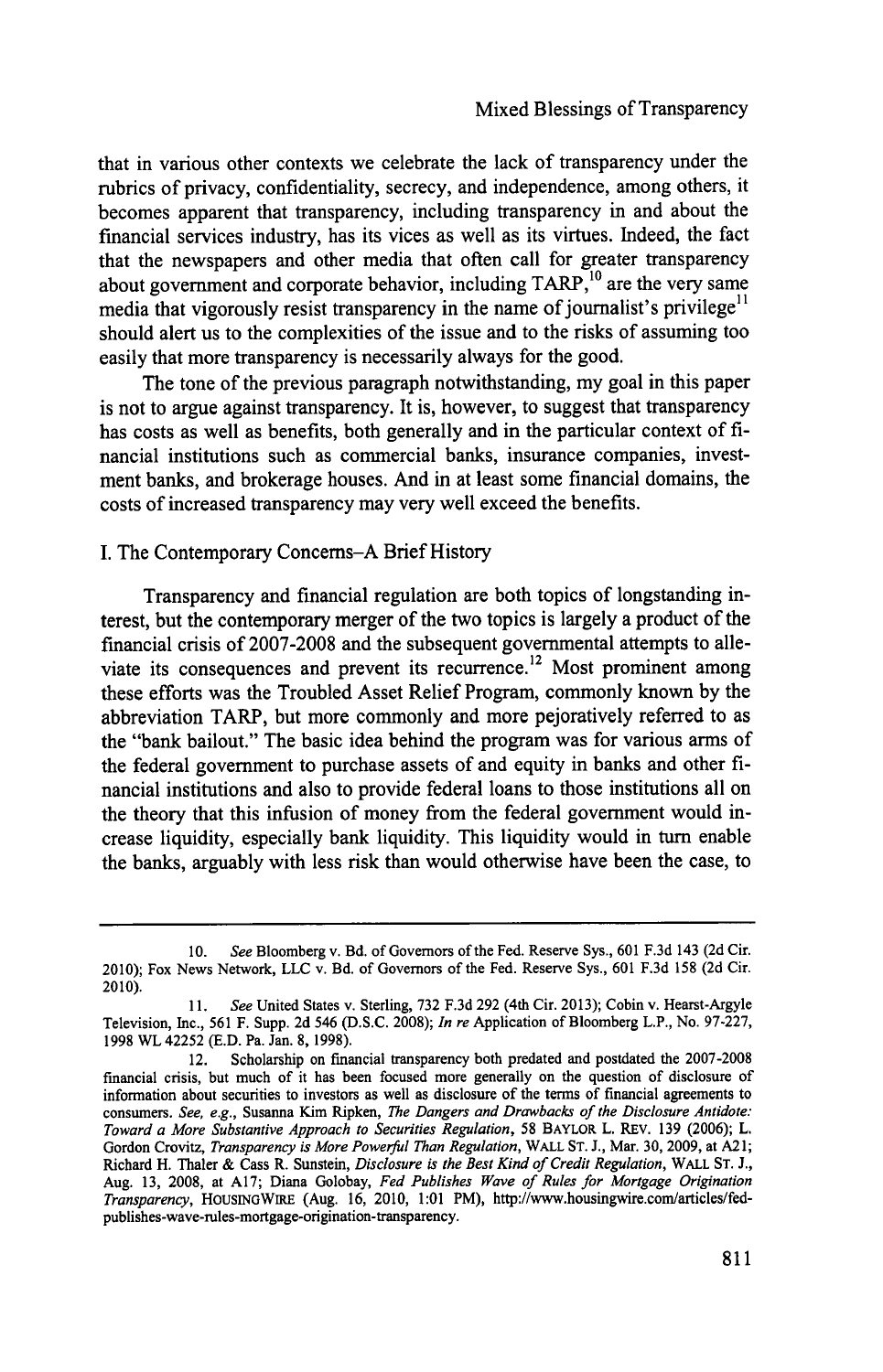that in various other contexts we celebrate the lack of transparency under the rubrics of privacy, confidentiality, secrecy, and independence, among others, it becomes apparent that transparency, including transparency in and about the financial services industry, has its vices as well as its virtues. Indeed, the fact that the newspapers and other media that often call for greater transparency about government and corporate behavior, including TARP,[10] are the very same media that vigorously resist transparency in the name of journalist's privilege[11] should alert us to the complexities of the issue and to the risks of assuming too easily that more transparency is necessarily always for the good.

The tone of the previous paragraph notwithstanding, my goal in this paper is not to argue against transparency. It is, however, to suggest that transparency has costs as well as benefits, both generally and in the particular context of financial institutions such as commercial banks, insurance companies, investment banks, and brokerage houses. And in at least some financial domains, the costs of increased transparency may very well exceed the benefits.

## I. The Contemporary Concerns–A Brief History

Transparency and financial regulation are both topics of longstanding interest, but the contemporary merger of the two topics is largely a product of the financial crisis of 2007-2008 and the subsequent governmental attempts to alleviate its consequences and prevent its recurrence.[12] Most prominent among these efforts was the Troubled Asset Relief Program, commonly known by the abbreviation TARP, but more commonly and more pejoratively referred to as the "bank bailout." The basic idea behind the program was for various arms of the federal government to purchase assets of and equity in banks and other financial institutions and also to provide federal loans to those institutions all on the theory that this infusion of money from the federal government would increase liquidity, especially bank liquidity. This liquidity would in turn enable the banks, arguably with less risk than would otherwise have been the case, to

---

10. *See* Bloomberg v. Bd. of Governors of the Fed. Reserve Sys., 601 F.3d 143 (2d Cir. 2010); Fox News Network, LLC v. Bd. of Governors of the Fed. Reserve Sys., 601 F.3d 158 (2d Cir. 2010).

11. *See* United States v. Sterling, 732 F.3d 292 (4th Cir. 2013); Cobin v. Hearst-Argyle Television, Inc., 561 F. Supp. 2d 546 (D.S.C. 2008); *In re* Application of Bloomberg L.P., No. 97-227, 1998 WL 42252 (E.D. Pa. Jan. 8, 1998).

12. Scholarship on financial transparency both predated and postdated the 2007-2008 financial crisis, but much of it has been focused more generally on the question of disclosure of information about securities to investors as well as disclosure of the terms of financial agreements to consumers. *See, e.g.*, Susanna Kim Ripken, *The Dangers and Drawbacks of the Disclosure Antidote: Toward a More Substantive Approach to Securities Regulation*, 58 BAYLOR L. REV. 139 (2006); L. Gordon Crovitz, *Transparency is More Powerful Than Regulation*, WALL ST. J., Mar. 30, 2009, at A21; Richard H. Thaler & Cass R. Sunstein, *Disclosure is the Best Kind of Credit Regulation*, WALL ST. J., Aug. 13, 2008, at A17; Diana Golobay, *Fed Publishes Wave of Rules for Mortgage Origination Transparency*, HOUSINGWIRE (Aug. 16, 2010, 1:01 PM), http://www.housingwire.com/articles/fed-publishes-wave-rules-mortgage-origination-transparency.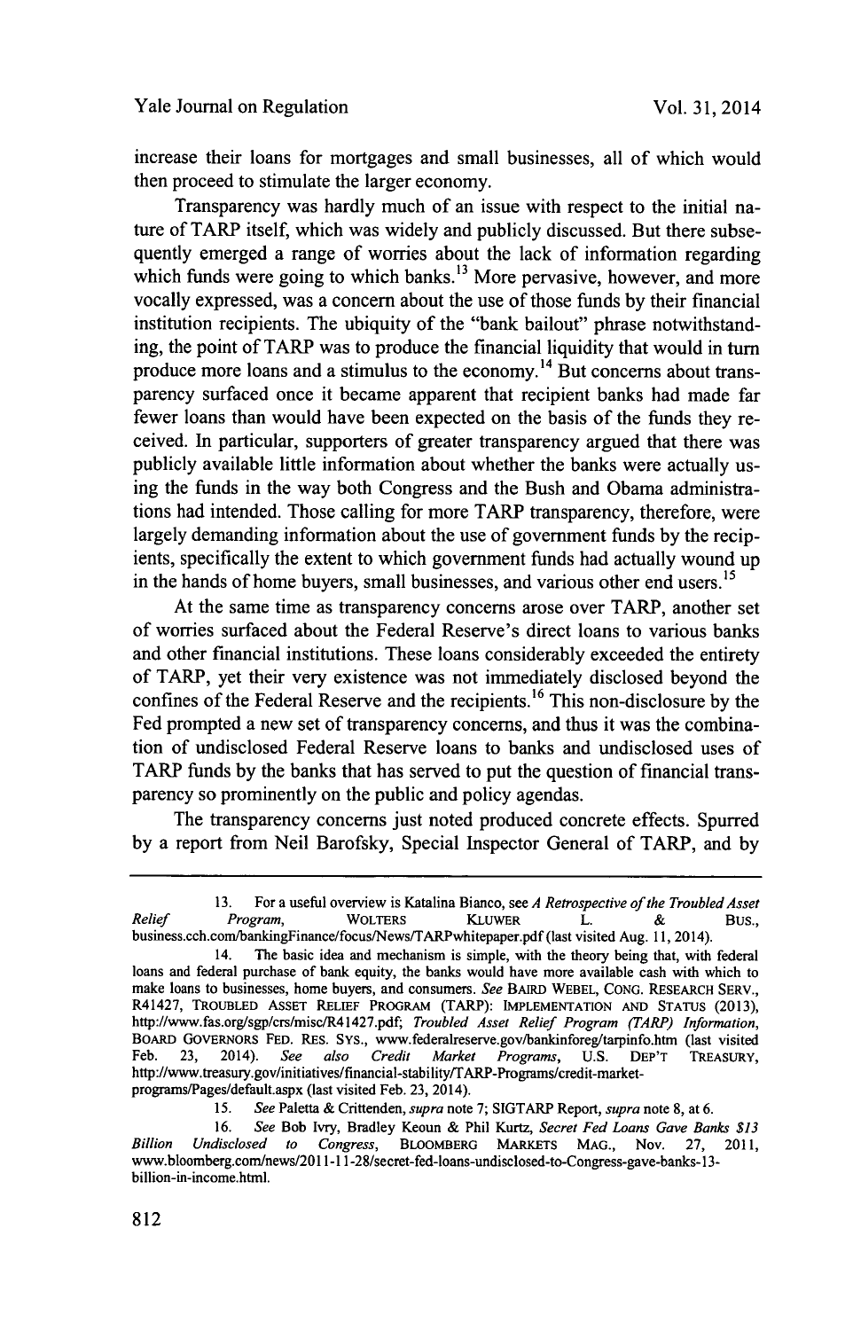increase their loans for mortgages and small businesses, all of which would then proceed to stimulate the larger economy.

Transparency was hardly much of an issue with respect to the initial nature of TARP itself, which was widely and publicly discussed. But there subsequently emerged a range of worries about the lack of information regarding which funds were going to which banks.[13] More pervasive, however, and more vocally expressed, was a concern about the use of those funds by their financial institution recipients. The ubiquity of the "bank bailout" phrase notwithstanding, the point of TARP was to produce the financial liquidity that would in turn produce more loans and a stimulus to the economy.[14] But concerns about transparency surfaced once it became apparent that recipient banks had made far fewer loans than would have been expected on the basis of the funds they received. In particular, supporters of greater transparency argued that there was publicly available little information about whether the banks were actually using the funds in the way both Congress and the Bush and Obama administrations had intended. Those calling for more TARP transparency, therefore, were largely demanding information about the use of government funds by the recipients, specifically the extent to which government funds had actually wound up in the hands of home buyers, small businesses, and various other end users.[15]

At the same time as transparency concerns arose over TARP, another set of worries surfaced about the Federal Reserve's direct loans to various banks and other financial institutions. These loans considerably exceeded the entirety of TARP, yet their very existence was not immediately disclosed beyond the confines of the Federal Reserve and the recipients.[16] This non-disclosure by the Fed prompted a new set of transparency concerns, and thus it was the combination of undisclosed Federal Reserve loans to banks and undisclosed uses of TARP funds by the banks that has served to put the question of financial transparency so prominently on the public and policy agendas.

The transparency concerns just noted produced concrete effects. Spurred by a report from Neil Barofsky, Special Inspector General of TARP, and by

---

13. For a useful overview is Katalina Bianco, see *A Retrospective of the Troubled Asset Relief Program*, WOLTERS KLUWER L. & BUS., business.cch.com/bankingFinance/focus/News/TARPwhitepaper.pdf (last visited Aug. 11, 2014).

14. The basic idea and mechanism is simple, with the theory being that, with federal loans and federal purchase of bank equity, the banks would have more available cash with which to make loans to businesses, home buyers, and consumers. *See* BAIRD WEBEL, CONG. RESEARCH SERV., R41427, TROUBLED ASSET RELIEF PROGRAM (TARP): IMPLEMENTATION AND STATUS (2013), http://www.fas.org/sgp/crs/misc/R41427.pdf; *Troubled Asset Relief Program (TARP) Information*, BOARD GOVERNORS FED. RES. SYS., www.federalreserve.gov/bankinforeg/tarpinfo.htm (last visited Feb. 23, 2014). *See also Credit Market Programs*, U.S. DEP'T TREASURY, http://www.treasury.gov/initiatives/financial-stability/TARP-Programs/credit-market-programs/Pages/default.aspx (last visited Feb. 23, 2014).

15. *See* Paletta & Crittenden, *supra* note 7; SIGTARP Report, *supra* note 8, at 6.

16. *See* Bob Ivry, Bradley Keoun & Phil Kurtz, *Secret Fed Loans Gave Banks $13 Billion Undisclosed to Congress*, BLOOMBERG MARKETS MAG., Nov. 27, 2011, www.bloomberg.com/news/2011-11-28/secret-fed-loans-undisclosed-to-Congress-gave-banks-13-billion-in-income.html.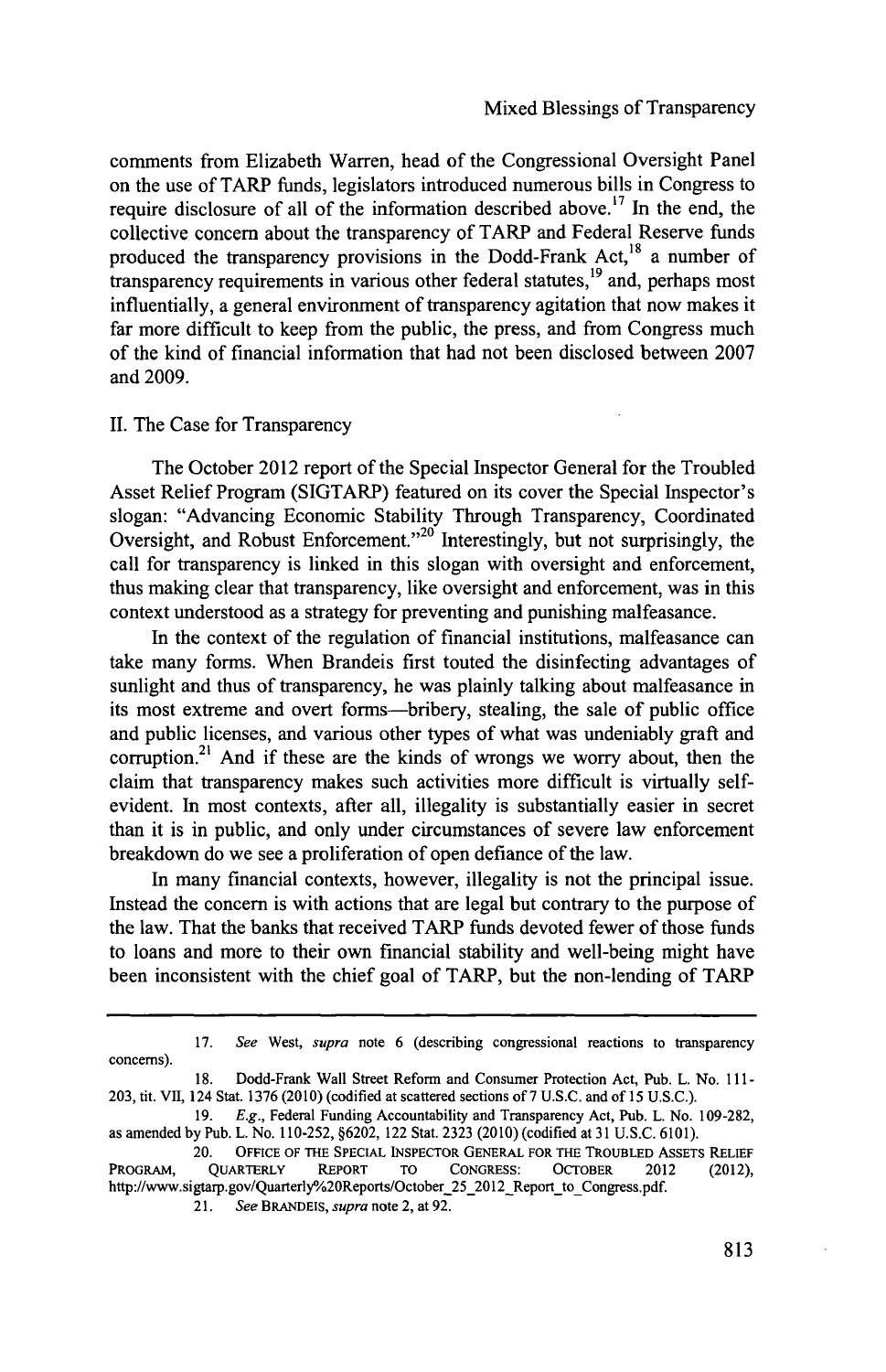comments from Elizabeth Warren, head of the Congressional Oversight Panel on the use of TARP funds, legislators introduced numerous bills in Congress to require disclosure of all of the information described above.[17] In the end, the collective concern about the transparency of TARP and Federal Reserve funds produced the transparency provisions in the Dodd-Frank Act,[18] a number of transparency requirements in various other federal statutes,[19] and, perhaps most influentially, a general environment of transparency agitation that now makes it far more difficult to keep from the public, the press, and from Congress much of the kind of financial information that had not been disclosed between 2007 and 2009.

## II. The Case for Transparency

The October 2012 report of the Special Inspector General for the Troubled Asset Relief Program (SIGTARP) featured on its cover the Special Inspector's slogan: "Advancing Economic Stability Through Transparency, Coordinated Oversight, and Robust Enforcement."[20] Interestingly, but not surprisingly, the call for transparency is linked in this slogan with oversight and enforcement, thus making clear that transparency, like oversight and enforcement, was in this context understood as a strategy for preventing and punishing malfeasance.

In the context of the regulation of financial institutions, malfeasance can take many forms. When Brandeis first touted the disinfecting advantages of sunlight and thus of transparency, he was plainly talking about malfeasance in its most extreme and overt forms—bribery, stealing, the sale of public office and public licenses, and various other types of what was undeniably graft and corruption.[21] And if these are the kinds of wrongs we worry about, then the claim that transparency makes such activities more difficult is virtually self-evident. In most contexts, after all, illegality is substantially easier in secret than it is in public, and only under circumstances of severe law enforcement breakdown do we see a proliferation of open defiance of the law.

In many financial contexts, however, illegality is not the principal issue. Instead the concern is with actions that are legal but contrary to the purpose of the law. That the banks that received TARP funds devoted fewer of those funds to loans and more to their own financial stability and well-being might have been inconsistent with the chief goal of TARP, but the non-lending of TARP

---

17. *See* West, *supra* note 6 (describing congressional reactions to transparency concerns).

18. Dodd-Frank Wall Street Reform and Consumer Protection Act, Pub. L. No. 111-203, tit. VII, 124 Stat. 1376 (2010) (codified at scattered sections of 7 U.S.C. and of 15 U.S.C.).

19. *E.g.*, Federal Funding Accountability and Transparency Act, Pub. L. No. 109-282, as amended by Pub. L. No. 110-252, §6202, 122 Stat. 2323 (2010) (codified at 31 U.S.C. 6101).

20. OFFICE OF THE SPECIAL INSPECTOR GENERAL FOR THE TROUBLED ASSETS RELIEF PROGRAM, QUARTERLY REPORT TO CONGRESS: OCTOBER 2012 (2012), http://www.sigtarp.gov/Quarterly%20Reports/October_25_2012_Report_to_Congress.pdf.

21. *See* BRANDEIS, *supra* note 2, at 92.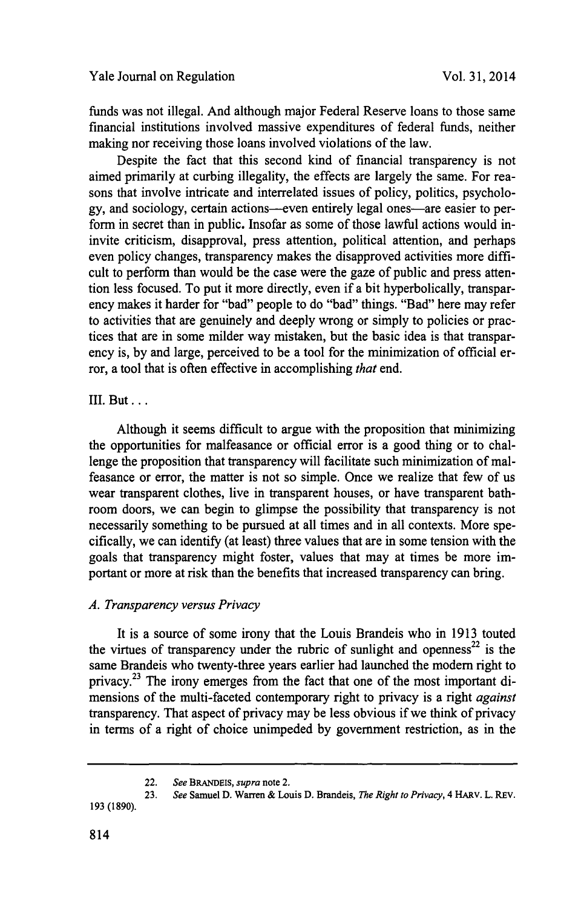funds was not illegal. And although major Federal Reserve loans to those same financial institutions involved massive expenditures of federal funds, neither making nor receiving those loans involved violations of the law.

Despite the fact that this second kind of financial transparency is not aimed primarily at curbing illegality, the effects are largely the same. For reasons that involve intricate and interrelated issues of policy, politics, psychology, and sociology, certain actions—even entirely legal ones—are easier to perform in secret than in public. Insofar as some of those lawful actions would in-invite criticism, disapproval, press attention, political attention, and perhaps even policy changes, transparency makes the disapproved activities more difficult to perform than would be the case were the gaze of public and press attention less focused. To put it more directly, even if a bit hyperbolically, transparency makes it harder for "bad" people to do "bad" things. "Bad" here may refer to activities that are genuinely and deeply wrong or simply to policies or practices that are in some milder way mistaken, but the basic idea is that transparency is, by and large, perceived to be a tool for the minimization of official error, a tool that is often effective in accomplishing *that* end.

## III. But . . .

Although it seems difficult to argue with the proposition that minimizing the opportunities for malfeasance or official error is a good thing or to challenge the proposition that transparency will facilitate such minimization of malfeasance or error, the matter is not so simple. Once we realize that few of us wear transparent clothes, live in transparent houses, or have transparent bathroom doors, we can begin to glimpse the possibility that transparency is not necessarily something to be pursued at all times and in all contexts. More specifically, we can identify (at least) three values that are in some tension with the goals that transparency might foster, values that may at times be more important or more at risk than the benefits that increased transparency can bring.

### *A. Transparency versus Privacy*

It is a source of some irony that the Louis Brandeis who in 1913 touted the virtues of transparency under the rubric of sunlight and openness[22] is the same Brandeis who twenty-three years earlier had launched the modern right to privacy.[23] The irony emerges from the fact that one of the most important dimensions of the multi-faceted contemporary right to privacy is a right *against* transparency. That aspect of privacy may be less obvious if we think of privacy in terms of a right of choice unimpeded by government restriction, as in the

---

22. *See* BRANDEIS, *supra* note 2.

23. *See* Samuel D. Warren & Louis D. Brandeis, *The Right to Privacy*, 4 HARV. L. REV. 193 (1890).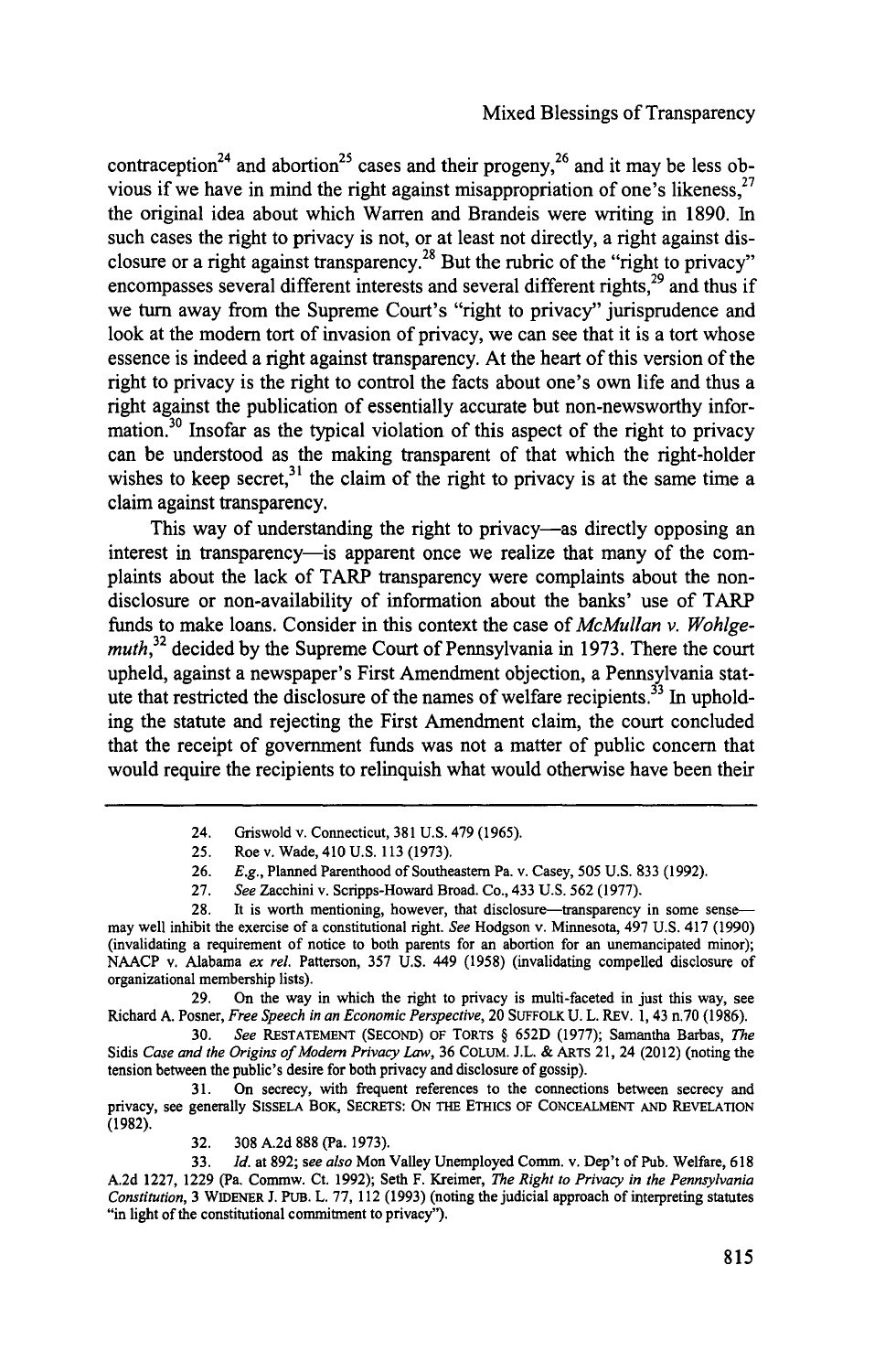contraception[24] and abortion[25] cases and their progeny,[26] and it may be less obvious if we have in mind the right against misappropriation of one's likeness,[27] the original idea about which Warren and Brandeis were writing in 1890. In such cases the right to privacy is not, or at least not directly, a right against disclosure or a right against transparency.[28] But the rubric of the "right to privacy" encompasses several different interests and several different rights,[29] and thus if we turn away from the Supreme Court's "right to privacy" jurisprudence and look at the modern tort of invasion of privacy, we can see that it is a tort whose essence is indeed a right against transparency. At the heart of this version of the right to privacy is the right to control the facts about one's own life and thus a right against the publication of essentially accurate but non-newsworthy information.[30] Insofar as the typical violation of this aspect of the right to privacy can be understood as the making transparent of that which the right-holder wishes to keep secret,[31] the claim of the right to privacy is at the same time a claim against transparency.

This way of understanding the right to privacy—as directly opposing an interest in transparency—is apparent once we realize that many of the complaints about the lack of TARP transparency were complaints about the non-disclosure or non-availability of information about the banks' use of TARP funds to make loans. Consider in this context the case of *McMullan v. Wohlgemuth*,[32] decided by the Supreme Court of Pennsylvania in 1973. There the court upheld, against a newspaper's First Amendment objection, a Pennsylvania statute that restricted the disclosure of the names of welfare recipients.[33] In upholding the statute and rejecting the First Amendment claim, the court concluded that the receipt of government funds was not a matter of public concern that would require the recipients to relinquish what would otherwise have been their

---

24. Griswold v. Connecticut, 381 U.S. 479 (1965).

25. Roe v. Wade, 410 U.S. 113 (1973).

26. *E.g.*, Planned Parenthood of Southeastern Pa. v. Casey, 505 U.S. 833 (1992).

27. *See* Zacchini v. Scripps-Howard Broad. Co., 433 U.S. 562 (1977).

28. It is worth mentioning, however, that disclosure—transparency in some sense—may well inhibit the exercise of a constitutional right. *See* Hodgson v. Minnesota, 497 U.S. 417 (1990) (invalidating a requirement of notice to both parents for an abortion for an unemancipated minor); NAACP v. Alabama *ex rel.* Patterson, 357 U.S. 449 (1958) (invalidating compelled disclosure of organizational membership lists).

29. On the way in which the right to privacy is multi-faceted in just this way, see Richard A. Posner, *Free Speech in an Economic Perspective*, 20 SUFFOLK U. L. REV. 1, 43 n.70 (1986).

30. *See* RESTATEMENT (SECOND) OF TORTS § 652D (1977); Samantha Barbas, *The Sidis Case and the Origins of Modern Privacy Law*, 36 COLUM. J.L. & ARTS 21, 24 (2012) (noting the tension between the public's desire for both privacy and disclosure of gossip).

31. On secrecy, with frequent references to the connections between secrecy and privacy, see generally SISSELA BOK, SECRETS: ON THE ETHICS OF CONCEALMENT AND REVELATION (1982).

32. 308 A.2d 888 (Pa. 1973).

33. *Id.* at 892; *see also* Mon Valley Unemployed Comm. v. Dep't of Pub. Welfare, 618 A.2d 1227, 1229 (Pa. Commw. Ct. 1992); Seth F. Kreimer, *The Right to Privacy in the Pennsylvania Constitution*, 3 WIDENER J. PUB. L. 77, 112 (1993) (noting the judicial approach of interpreting statutes "in light of the constitutional commitment to privacy").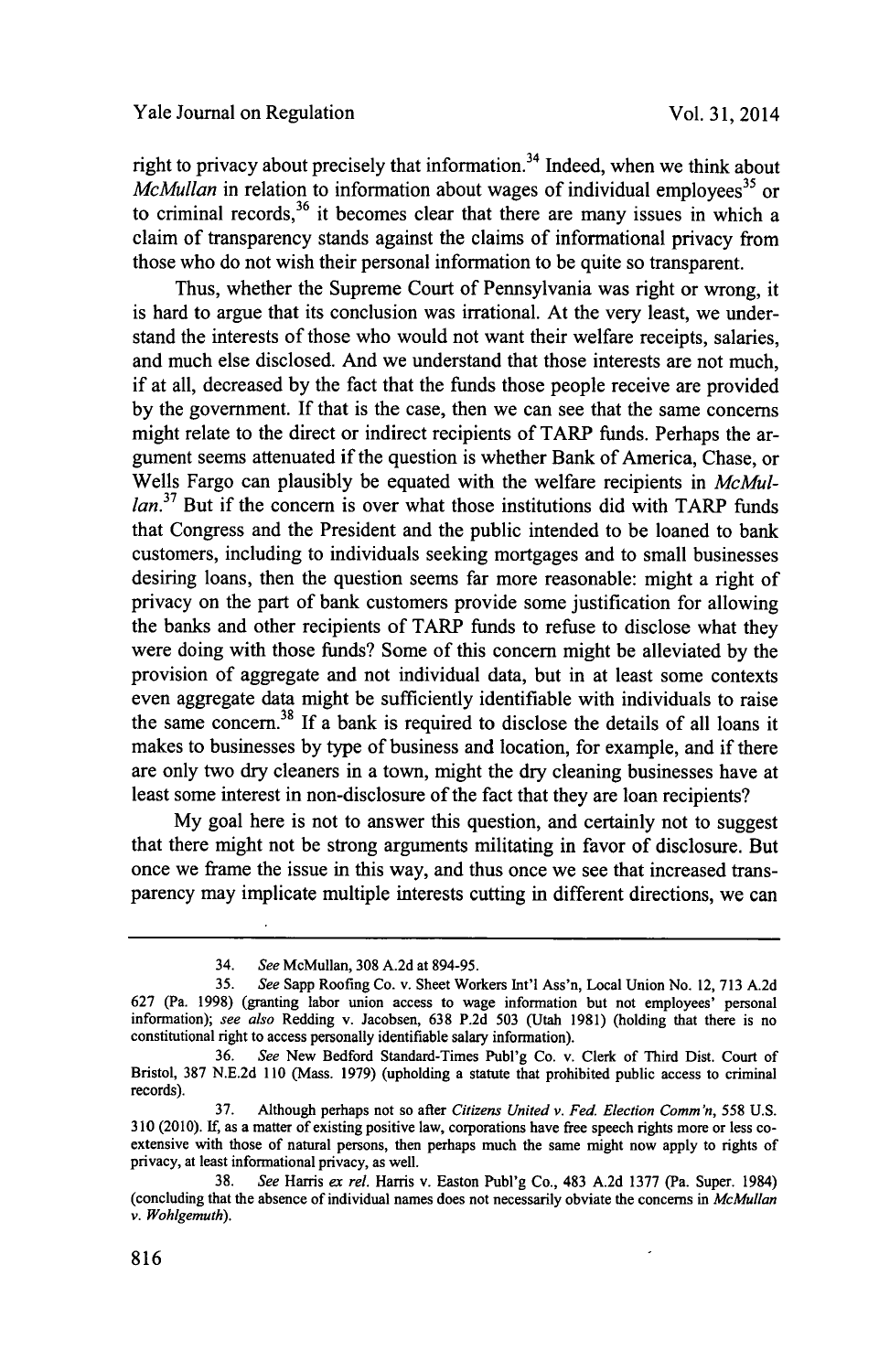right to privacy about precisely that information.[34] Indeed, when we think about *McMullan* in relation to information about wages of individual employees[35] or to criminal records,[36] it becomes clear that there are many issues in which a claim of transparency stands against the claims of informational privacy from those who do not wish their personal information to be quite so transparent.

Thus, whether the Supreme Court of Pennsylvania was right or wrong, it is hard to argue that its conclusion was irrational. At the very least, we understand the interests of those who would not want their welfare receipts, salaries, and much else disclosed. And we understand that those interests are not much, if at all, decreased by the fact that the funds those people receive are provided by the government. If that is the case, then we can see that the same concerns might relate to the direct or indirect recipients of TARP funds. Perhaps the argument seems attenuated if the question is whether Bank of America, Chase, or Wells Fargo can plausibly be equated with the welfare recipients in *McMullan*.[37] But if the concern is over what those institutions did with TARP funds that Congress and the President and the public intended to be loaned to bank customers, including to individuals seeking mortgages and to small businesses desiring loans, then the question seems far more reasonable: might a right of privacy on the part of bank customers provide some justification for allowing the banks and other recipients of TARP funds to refuse to disclose what they were doing with those funds? Some of this concern might be alleviated by the provision of aggregate and not individual data, but in at least some contexts even aggregate data might be sufficiently identifiable with individuals to raise the same concern.[38] If a bank is required to disclose the details of all loans it makes to businesses by type of business and location, for example, and if there are only two dry cleaners in a town, might the dry cleaning businesses have at least some interest in non-disclosure of the fact that they are loan recipients?

My goal here is not to answer this question, and certainly not to suggest that there might not be strong arguments militating in favor of disclosure. But once we frame the issue in this way, and thus once we see that increased transparency may implicate multiple interests cutting in different directions, we can

---

34. *See* McMullan, 308 A.2d at 894-95.

35. *See* Sapp Roofing Co. v. Sheet Workers Int'l Ass'n, Local Union No. 12, 713 A.2d 627 (Pa. 1998) (granting labor union access to wage information but not employees' personal information); *see also* Redding v. Jacobsen, 638 P.2d 503 (Utah 1981) (holding that there is no constitutional right to access personally identifiable salary information).

36. *See* New Bedford Standard-Times Publ'g Co. v. Clerk of Third Dist. Court of Bristol, 387 N.E.2d 110 (Mass. 1979) (upholding a statute that prohibited public access to criminal records).

37. Although perhaps not so after *Citizens United v. Fed. Election Comm'n*, 558 U.S. 310 (2010). If, as a matter of existing positive law, corporations have free speech rights more or less co-extensive with those of natural persons, then perhaps much the same might now apply to rights of privacy, at least informational privacy, as well.

38. *See* Harris *ex rel.* Harris v. Easton Publ'g Co., 483 A.2d 1377 (Pa. Super. 1984) (concluding that the absence of individual names does not necessarily obviate the concerns in *McMullan v. Wohlgemuth*).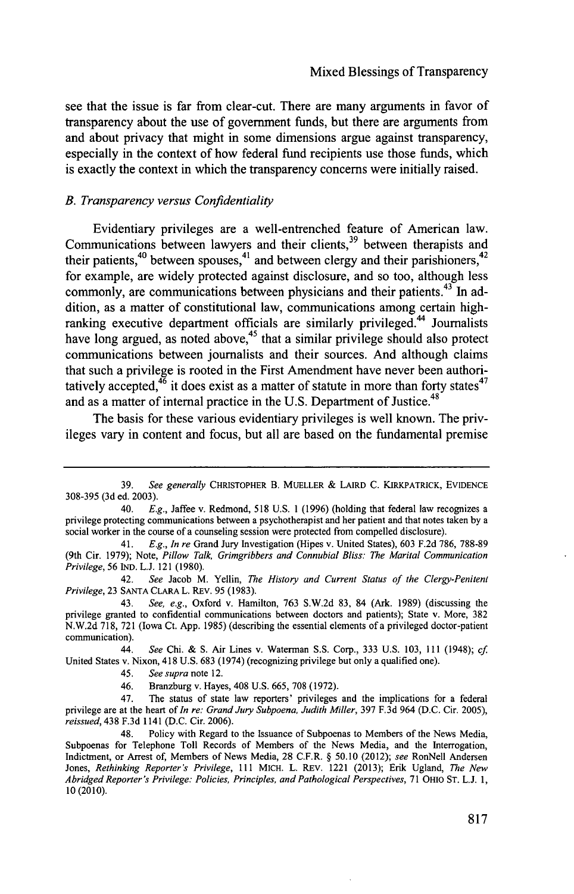see that the issue is far from clear-cut. There are many arguments in favor of transparency about the use of government funds, but there are arguments from and about privacy that might in some dimensions argue against transparency, especially in the context of how federal fund recipients use those funds, which is exactly the context in which the transparency concerns were initially raised.

### *B. Transparency versus Confidentiality*

Evidentiary privileges are a well-entrenched feature of American law. Communications between lawyers and their clients,[39] between therapists and their patients,[40] between spouses,[41] and between clergy and their parishioners,[42] for example, are widely protected against disclosure, and so too, although less commonly, are communications between physicians and their patients.[43] In addition, as a matter of constitutional law, communications among certain high-ranking executive department officials are similarly privileged.[44] Journalists have long argued, as noted above,[45] that a similar privilege should also protect communications between journalists and their sources. And although claims that such a privilege is rooted in the First Amendment have never been authoritatively accepted,[46] it does exist as a matter of statute in more than forty states[47] and as a matter of internal practice in the U.S. Department of Justice.[48]

The basis for these various evidentiary privileges is well known. The privileges vary in content and focus, but all are based on the fundamental premise

---

39. *See generally* CHRISTOPHER B. MUELLER & LAIRD C. KIRKPATRICK, EVIDENCE 308-395 (3d ed. 2003).

40. *E.g.*, Jaffee v. Redmond, 518 U.S. 1 (1996) (holding that federal law recognizes a privilege protecting communications between a psychotherapist and her patient and that notes taken by a social worker in the course of a counseling session were protected from compelled disclosure).

41. *E.g.*, *In re* Grand Jury Investigation (Hipes v. United States), 603 F.2d 786, 788-89 (9th Cir. 1979); Note, *Pillow Talk, Grimgribbers and Connubial Bliss: The Marital Communication Privilege*, 56 IND. L.J. 121 (1980).

42. *See* Jacob M. Yellin, *The History and Current Status of the Clergy-Penitent Privilege*, 23 SANTA CLARA L. REV. 95 (1983).

43. *See, e.g.*, Oxford v. Hamilton, 763 S.W.2d 83, 84 (Ark. 1989) (discussing the privilege granted to confidential communications between doctors and patients); State v. More, 382 N.W.2d 718, 721 (Iowa Ct. App. 1985) (describing the essential elements of a privileged doctor-patient communication).

44. *See* Chi. & S. Air Lines v. Waterman S.S. Corp., 333 U.S. 103, 111 (1948); *cf.* United States v. Nixon, 418 U.S. 683 (1974) (recognizing privilege but only a qualified one).

45. *See supra* note 12.

46. Branzburg v. Hayes, 408 U.S. 665, 708 (1972).

47. The status of state law reporters' privileges and the implications for a federal privilege are at the heart of *In re: Grand Jury Subpoena, Judith Miller*, 397 F.3d 964 (D.C. Cir. 2005), *reissued*, 438 F.3d 1141 (D.C. Cir. 2006).

48. Policy with Regard to the Issuance of Subpoenas to Members of the News Media, Subpoenas for Telephone Toll Records of Members of the News Media, and the Interrogation, Indictment, or Arrest of, Members of News Media, 28 C.F.R. § 50.10 (2012); *see* RonNell Andersen Jones, *Rethinking Reporter's Privilege*, 111 MICH. L. REV. 1221 (2013); Erik Ugland, *The New Abridged Reporter's Privilege: Policies, Principles, and Pathological Perspectives*, 71 OHIO ST. L.J. 1, 10 (2010).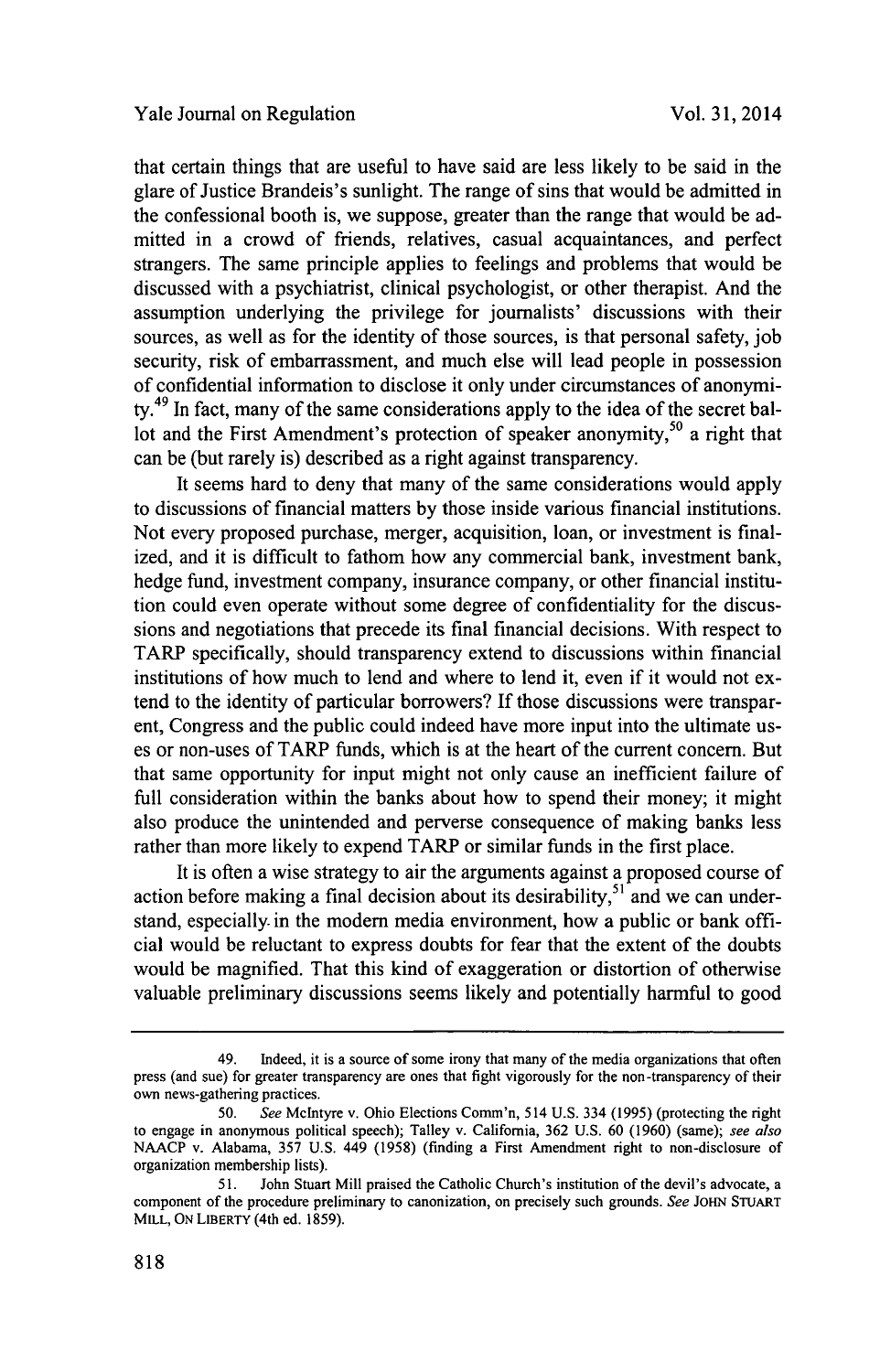that certain things that are useful to have said are less likely to be said in the glare of Justice Brandeis's sunlight. The range of sins that would be admitted in the confessional booth is, we suppose, greater than the range that would be admitted in a crowd of friends, relatives, casual acquaintances, and perfect strangers. The same principle applies to feelings and problems that would be discussed with a psychiatrist, clinical psychologist, or other therapist. And the assumption underlying the privilege for journalists' discussions with their sources, as well as for the identity of those sources, is that personal safety, job security, risk of embarrassment, and much else will lead people in possession of confidential information to disclose it only under circumstances of anonymity.[49] In fact, many of the same considerations apply to the idea of the secret ballot and the First Amendment's protection of speaker anonymity,[50] a right that can be (but rarely is) described as a right against transparency.

It seems hard to deny that many of the same considerations would apply to discussions of financial matters by those inside various financial institutions. Not every proposed purchase, merger, acquisition, loan, or investment is finalized, and it is difficult to fathom how any commercial bank, investment bank, hedge fund, investment company, insurance company, or other financial institution could even operate without some degree of confidentiality for the discussions and negotiations that precede its final financial decisions. With respect to TARP specifically, should transparency extend to discussions within financial institutions of how much to lend and where to lend it, even if it would not extend to the identity of particular borrowers? If those discussions were transparent, Congress and the public could indeed have more input into the ultimate uses or non-uses of TARP funds, which is at the heart of the current concern. But that same opportunity for input might not only cause an inefficient failure of full consideration within the banks about how to spend their money; it might also produce the unintended and perverse consequence of making banks less rather than more likely to expend TARP or similar funds in the first place.

It is often a wise strategy to air the arguments against a proposed course of action before making a final decision about its desirability,[51] and we can understand, especially in the modern media environment, how a public or bank official would be reluctant to express doubts for fear that the extent of the doubts would be magnified. That this kind of exaggeration or distortion of otherwise valuable preliminary discussions seems likely and potentially harmful to good

---

49. Indeed, it is a source of some irony that many of the media organizations that often press (and sue) for greater transparency are ones that fight vigorously for the non-transparency of their own news-gathering practices.

50. *See* McIntyre v. Ohio Elections Comm'n, 514 U.S. 334 (1995) (protecting the right to engage in anonymous political speech); Talley v. California, 362 U.S. 60 (1960) (same); *see also* NAACP v. Alabama, 357 U.S. 449 (1958) (finding a First Amendment right to non-disclosure of organization membership lists).

51. John Stuart Mill praised the Catholic Church's institution of the devil's advocate, a component of the procedure preliminary to canonization, on precisely such grounds. *See* JOHN STUART MILL, ON LIBERTY (4th ed. 1859).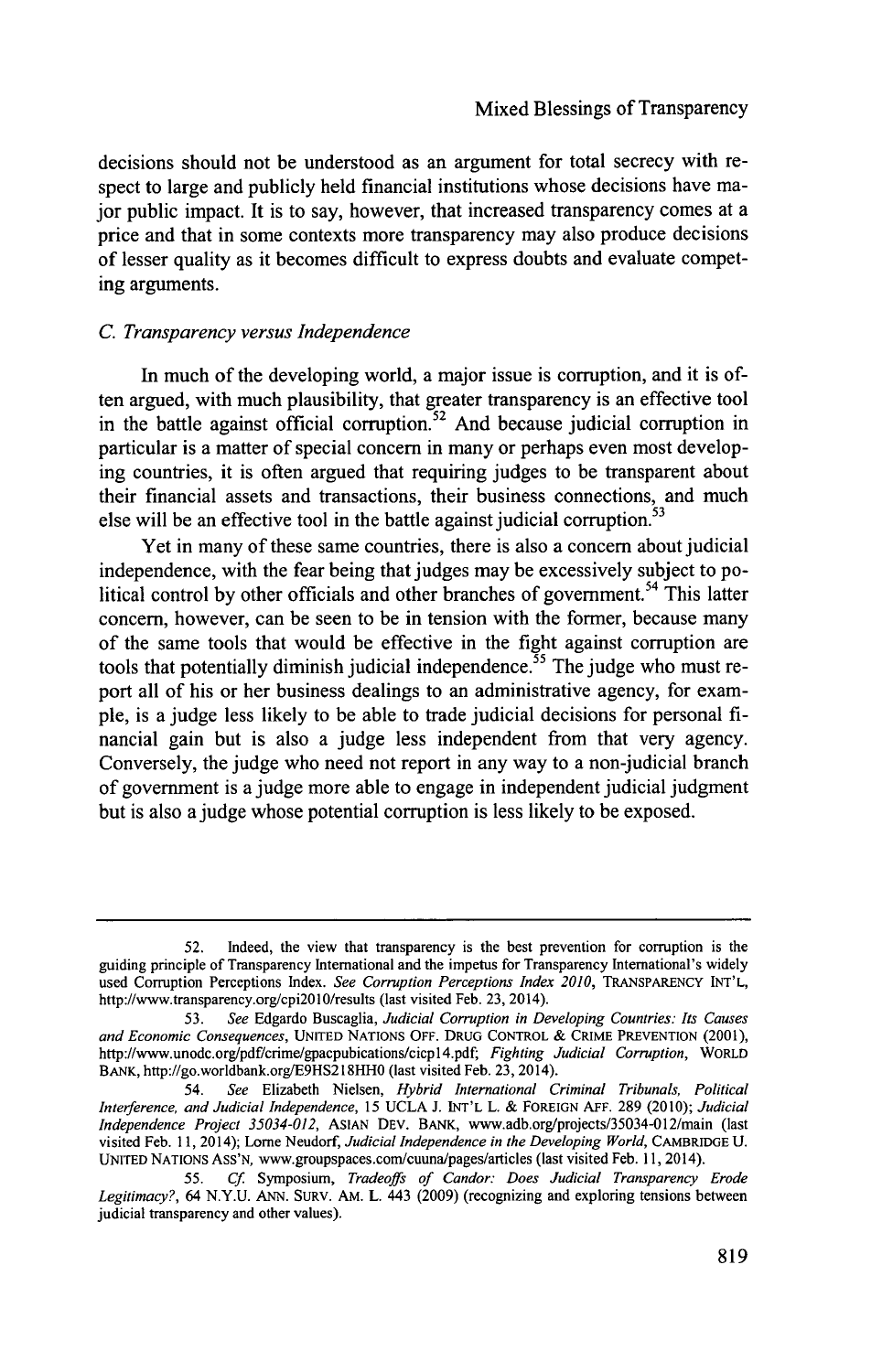decisions should not be understood as an argument for total secrecy with respect to large and publicly held financial institutions whose decisions have major public impact. It is to say, however, that increased transparency comes at a price and that in some contexts more transparency may also produce decisions of lesser quality as it becomes difficult to express doubts and evaluate competing arguments.

### *C. Transparency versus Independence*

In much of the developing world, a major issue is corruption, and it is often argued, with much plausibility, that greater transparency is an effective tool in the battle against official corruption.[52] And because judicial corruption in particular is a matter of special concern in many or perhaps even most developing countries, it is often argued that requiring judges to be transparent about their financial assets and transactions, their business connections, and much else will be an effective tool in the battle against judicial corruption.[53]

Yet in many of these same countries, there is also a concern about judicial independence, with the fear being that judges may be excessively subject to political control by other officials and other branches of government.[54] This latter concern, however, can be seen to be in tension with the former, because many of the same tools that would be effective in the fight against corruption are tools that potentially diminish judicial independence.[55] The judge who must report all of his or her business dealings to an administrative agency, for example, is a judge less likely to be able to trade judicial decisions for personal financial gain but is also a judge less independent from that very agency. Conversely, the judge who need not report in any way to a non-judicial branch of government is a judge more able to engage in independent judicial judgment but is also a judge whose potential corruption is less likely to be exposed.

---

52. Indeed, the view that transparency is the best prevention for corruption is the guiding principle of Transparency International and the impetus for Transparency International's widely used Corruption Perceptions Index. *See Corruption Perceptions Index 2010*, TRANSPARENCY INT'L, http://www.transparency.org/cpi2010/results (last visited Feb. 23, 2014).

53. *See* Edgardo Buscaglia, *Judicial Corruption in Developing Countries: Its Causes and Economic Consequences*, UNITED NATIONS OFF. DRUG CONTROL & CRIME PREVENTION (2001), http://www.unodc.org/pdf/crime/gpacpubications/cicp14.pdf; *Fighting Judicial Corruption*, WORLD BANK, http://go.worldbank.org/E9HS218HH0 (last visited Feb. 23, 2014).

54. *See* Elizabeth Nielsen, *Hybrid International Criminal Tribunals, Political Interference, and Judicial Independence*, 15 UCLA J. INT'L L. & FOREIGN AFF. 289 (2010); *Judicial Independence Project 35034-012*, ASIAN DEV. BANK, www.adb.org/projects/35034-012/main (last visited Feb. 11, 2014); Lorne Neudorf, *Judicial Independence in the Developing World*, CAMBRIDGE U. UNITED NATIONS ASS'N, www.groupspaces.com/cuuna/pages/articles (last visited Feb. 11, 2014).

55. *Cf.* Symposium, *Tradeoffs of Candor: Does Judicial Transparency Erode Legitimacy?*, 64 N.Y.U. ANN. SURV. AM. L. 443 (2009) (recognizing and exploring tensions between judicial transparency and other values).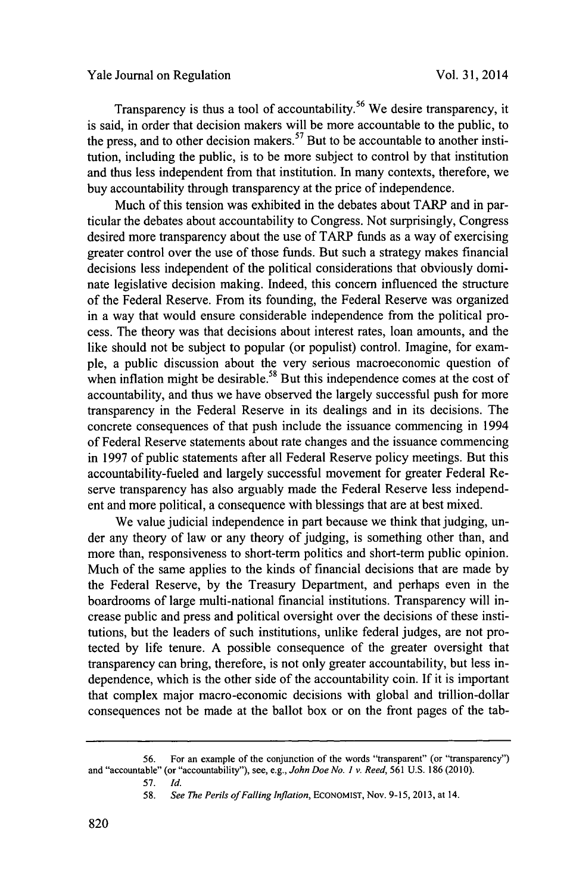Transparency is thus a tool of accountability.[56] We desire transparency, it is said, in order that decision makers will be more accountable to the public, to the press, and to other decision makers.[57] But to be accountable to another institution, including the public, is to be more subject to control by that institution and thus less independent from that institution. In many contexts, therefore, we buy accountability through transparency at the price of independence.

Much of this tension was exhibited in the debates about TARP and in particular the debates about accountability to Congress. Not surprisingly, Congress desired more transparency about the use of TARP funds as a way of exercising greater control over the use of those funds. But such a strategy makes financial decisions less independent of the political considerations that obviously dominate legislative decision making. Indeed, this concern influenced the structure of the Federal Reserve. From its founding, the Federal Reserve was organized in a way that would ensure considerable independence from the political process. The theory was that decisions about interest rates, loan amounts, and the like should not be subject to popular (or populist) control. Imagine, for example, a public discussion about the very serious macroeconomic question of when inflation might be desirable.[58] But this independence comes at the cost of accountability, and thus we have observed the largely successful push for more transparency in the Federal Reserve in its dealings and in its decisions. The concrete consequences of that push include the issuance commencing in 1994 of Federal Reserve statements about rate changes and the issuance commencing in 1997 of public statements after all Federal Reserve policy meetings. But this accountability-fueled and largely successful movement for greater Federal Reserve transparency has also arguably made the Federal Reserve less independent and more political, a consequence with blessings that are at best mixed.

We value judicial independence in part because we think that judging, under any theory of law or any theory of judging, is something other than, and more than, responsiveness to short-term politics and short-term public opinion. Much of the same applies to the kinds of financial decisions that are made by the Federal Reserve, by the Treasury Department, and perhaps even in the boardrooms of large multi-national financial institutions. Transparency will increase public and press and political oversight over the decisions of these institutions, but the leaders of such institutions, unlike federal judges, are not protected by life tenure. A possible consequence of the greater oversight that transparency can bring, therefore, is not only greater accountability, but less independence, which is the other side of the accountability coin. If it is important that complex major macro-economic decisions with global and trillion-dollar consequences not be made at the ballot box or on the front pages of the tab-

---

56. For an example of the conjunction of the words "transparent" (or "transparency") and "accountable" (or "accountability"), see, e.g., *John Doe No. 1 v. Reed*, 561 U.S. 186 (2010).

57. *Id.*

58. *See The Perils of Falling Inflation*, ECONOMIST, Nov. 9-15, 2013, at 14.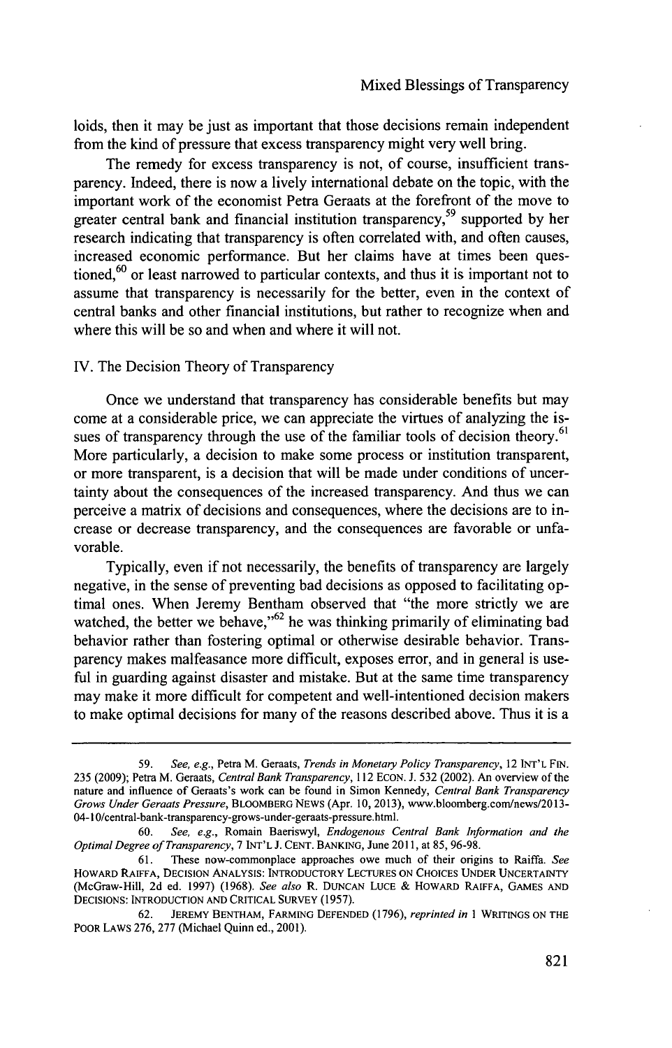loids, then it may be just as important that those decisions remain independent from the kind of pressure that excess transparency might very well bring.

The remedy for excess transparency is not, of course, insufficient transparency. Indeed, there is now a lively international debate on the topic, with the important work of the economist Petra Geraats at the forefront of the move to greater central bank and financial institution transparency,[59] supported by her research indicating that transparency is often correlated with, and often causes, increased economic performance. But her claims have at times been questioned,[60] or least narrowed to particular contexts, and thus it is important not to assume that transparency is necessarily for the better, even in the context of central banks and other financial institutions, but rather to recognize when and where this will be so and when and where it will not.

## IV. The Decision Theory of Transparency

Once we understand that transparency has considerable benefits but may come at a considerable price, we can appreciate the virtues of analyzing the issues of transparency through the use of the familiar tools of decision theory.[61] More particularly, a decision to make some process or institution transparent, or more transparent, is a decision that will be made under conditions of uncertainty about the consequences of the increased transparency. And thus we can perceive a matrix of decisions and consequences, where the decisions are to increase or decrease transparency, and the consequences are favorable or unfavorable.

Typically, even if not necessarily, the benefits of transparency are largely negative, in the sense of preventing bad decisions as opposed to facilitating optimal ones. When Jeremy Bentham observed that "the more strictly we are watched, the better we behave,"[62] he was thinking primarily of eliminating bad behavior rather than fostering optimal or otherwise desirable behavior. Transparency makes malfeasance more difficult, exposes error, and in general is useful in guarding against disaster and mistake. But at the same time transparency may make it more difficult for competent and well-intentioned decision makers to make optimal decisions for many of the reasons described above. Thus it is a

---

59. *See, e.g.*, Petra M. Geraats, *Trends in Monetary Policy Transparency*, 12 INT'L FIN. 235 (2009); Petra M. Geraats, *Central Bank Transparency*, 112 ECON. J. 532 (2002). An overview of the nature and influence of Geraats's work can be found in Simon Kennedy, *Central Bank Transparency Grows Under Geraats Pressure*, BLOOMBERG NEWS (Apr. 10, 2013), www.bloomberg.com/news/2013-04-10/central-bank-transparency-grows-under-geraats-pressure.html.

60. *See, e.g.*, Romain Baeriswyl, *Endogenous Central Bank Information and the Optimal Degree of Transparency*, 7 INT'L J. CENT. BANKING, June 2011, at 85, 96-98.

61. These now-commonplace approaches owe much of their origins to Raiffa. *See* HOWARD RAIFFA, DECISION ANALYSIS: INTRODUCTORY LECTURES ON CHOICES UNDER UNCERTAINTY (McGraw-Hill, 2d ed. 1997) (1968). *See also* R. DUNCAN LUCE & HOWARD RAIFFA, GAMES AND DECISIONS: INTRODUCTION AND CRITICAL SURVEY (1957).

62. JEREMY BENTHAM, FARMING DEFENDED (1796), *reprinted in* 1 WRITINGS ON THE POOR LAWS 276, 277 (Michael Quinn ed., 2001).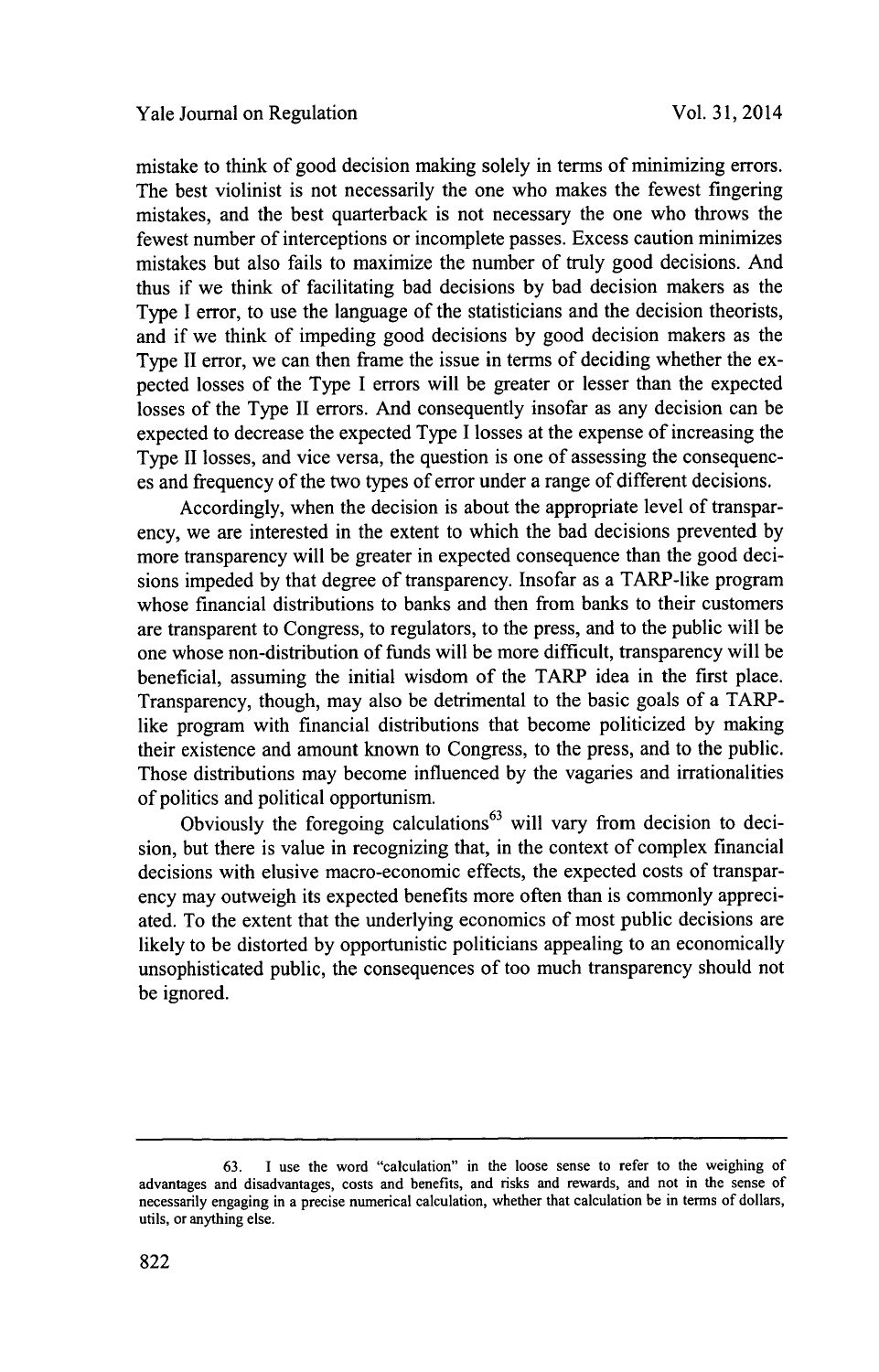mistake to think of good decision making solely in terms of minimizing errors. The best violinist is not necessarily the one who makes the fewest fingering mistakes, and the best quarterback is not necessary the one who throws the fewest number of interceptions or incomplete passes. Excess caution minimizes mistakes but also fails to maximize the number of truly good decisions. And thus if we think of facilitating bad decisions by bad decision makers as the Type I error, to use the language of the statisticians and the decision theorists, and if we think of impeding good decisions by good decision makers as the Type II error, we can then frame the issue in terms of deciding whether the expected losses of the Type I errors will be greater or lesser than the expected losses of the Type II errors. And consequently insofar as any decision can be expected to decrease the expected Type I losses at the expense of increasing the Type II losses, and vice versa, the question is one of assessing the consequences and frequency of the two types of error under a range of different decisions.

Accordingly, when the decision is about the appropriate level of transparency, we are interested in the extent to which the bad decisions prevented by more transparency will be greater in expected consequence than the good decisions impeded by that degree of transparency. Insofar as a TARP-like program whose financial distributions to banks and then from banks to their customers are transparent to Congress, to regulators, to the press, and to the public will be one whose non-distribution of funds will be more difficult, transparency will be beneficial, assuming the initial wisdom of the TARP idea in the first place. Transparency, though, may also be detrimental to the basic goals of a TARP-like program with financial distributions that become politicized by making their existence and amount known to Congress, to the press, and to the public. Those distributions may become influenced by the vagaries and irrationalities of politics and political opportunism.

Obviously the foregoing calculations[63] will vary from decision to decision, but there is value in recognizing that, in the context of complex financial decisions with elusive macro-economic effects, the expected costs of transparency may outweigh its expected benefits more often than is commonly appreciated. To the extent that the underlying economics of most public decisions are likely to be distorted by opportunistic politicians appealing to an economically unsophisticated public, the consequences of too much transparency should not be ignored.

---

63. I use the word "calculation" in the loose sense to refer to the weighing of advantages and disadvantages, costs and benefits, and risks and rewards, and not in the sense of necessarily engaging in a precise numerical calculation, whether that calculation be in terms of dollars, utils, or anything else.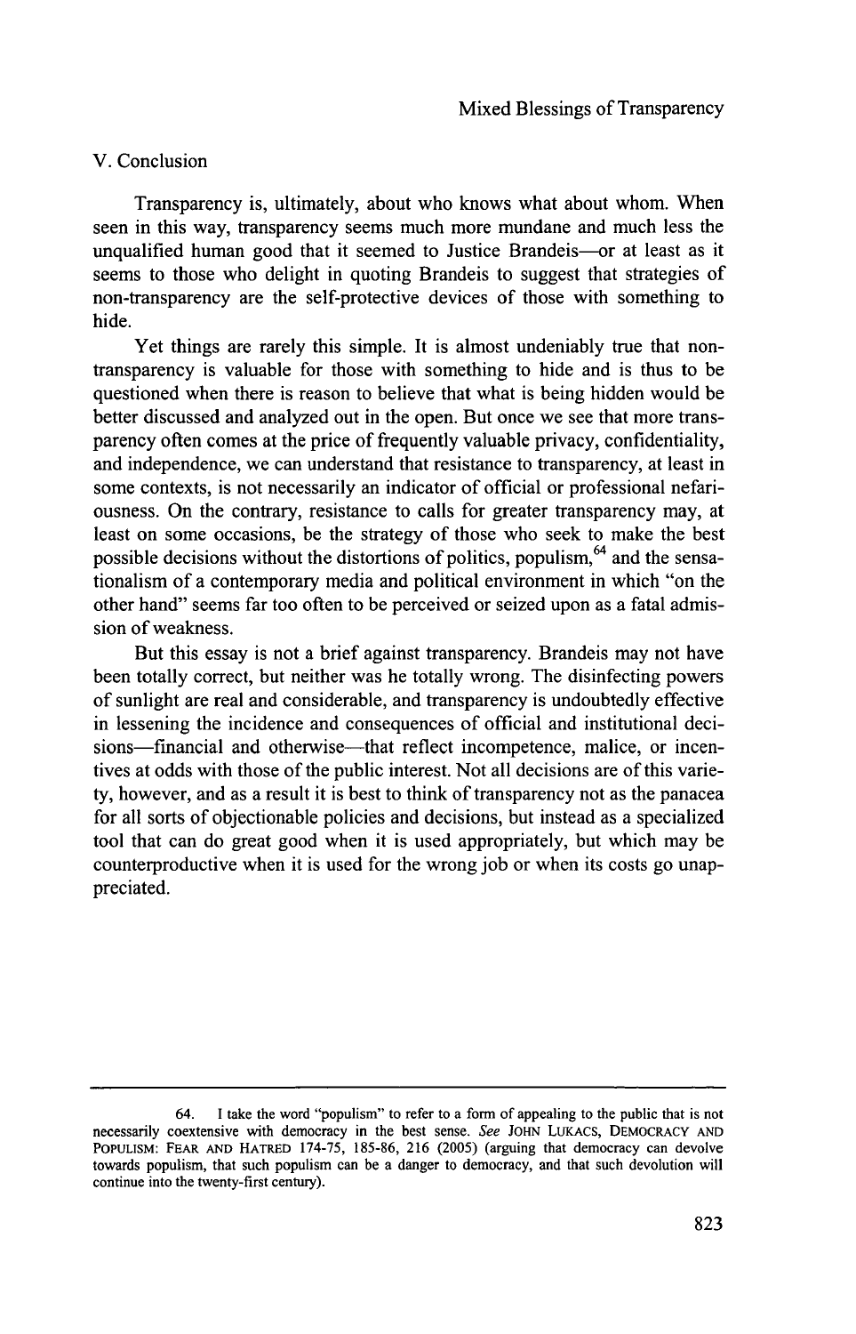## V. Conclusion

Transparency is, ultimately, about who knows what about whom. When seen in this way, transparency seems much more mundane and much less the unqualified human good that it seemed to Justice Brandeis—or at least as it seems to those who delight in quoting Brandeis to suggest that strategies of non-transparency are the self-protective devices of those with something to hide.

Yet things are rarely this simple. It is almost undeniably true that non-transparency is valuable for those with something to hide and is thus to be questioned when there is reason to believe that what is being hidden would be better discussed and analyzed out in the open. But once we see that more transparency often comes at the price of frequently valuable privacy, confidentiality, and independence, we can understand that resistance to transparency, at least in some contexts, is not necessarily an indicator of official or professional nefariousness. On the contrary, resistance to calls for greater transparency may, at least on some occasions, be the strategy of those who seek to make the best possible decisions without the distortions of politics, populism,[64] and the sensationalism of a contemporary media and political environment in which "on the other hand" seems far too often to be perceived or seized upon as a fatal admission of weakness.

But this essay is not a brief against transparency. Brandeis may not have been totally correct, but neither was he totally wrong. The disinfecting powers of sunlight are real and considerable, and transparency is undoubtedly effective in lessening the incidence and consequences of official and institutional decisions—financial and otherwise—that reflect incompetence, malice, or incentives at odds with those of the public interest. Not all decisions are of this variety, however, and as a result it is best to think of transparency not as the panacea for all sorts of objectionable policies and decisions, but instead as a specialized tool that can do great good when it is used appropriately, but which may be counterproductive when it is used for the wrong job or when its costs go unappreciated.

---

64. I take the word "populism" to refer to a form of appealing to the public that is not necessarily coextensive with democracy in the best sense. *See* JOHN LUKACS, DEMOCRACY AND POPULISM: FEAR AND HATRED 174-75, 185-86, 216 (2005) (arguing that democracy can devolve towards populism, that such populism can be a danger to democracy, and that such devolution will continue into the twenty-first century).